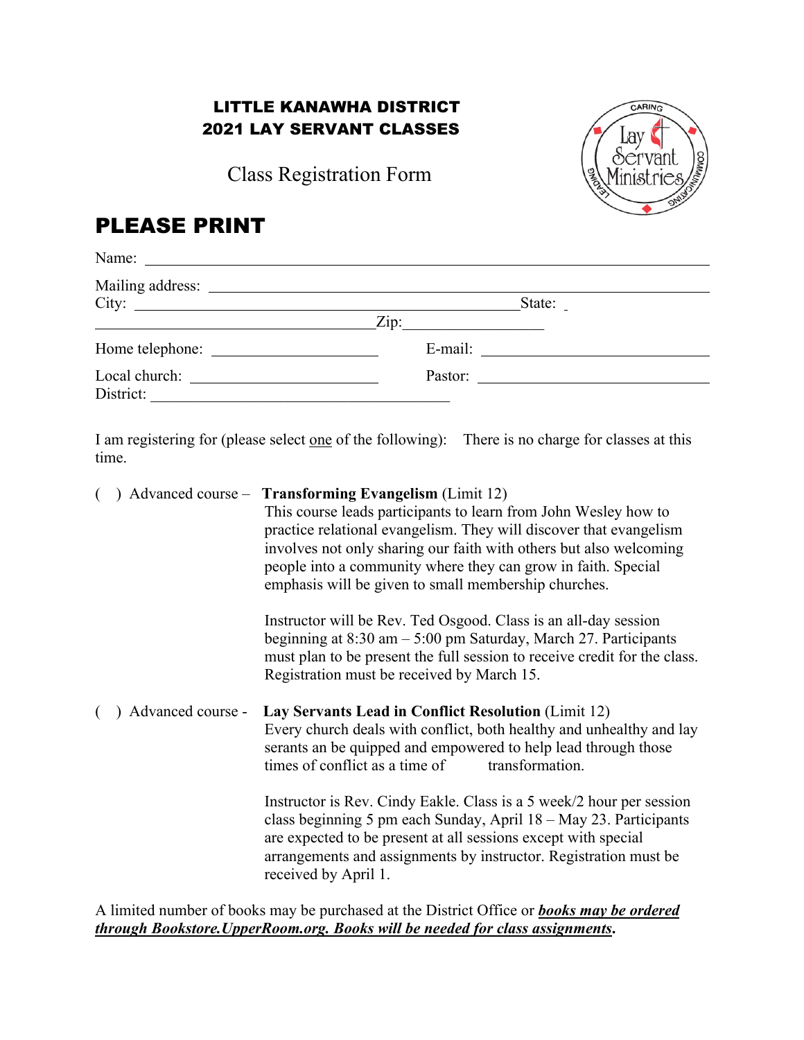# LITTLE KANAWHA DISTRICT
# 2021 LAY SERVANT CLASSES

Class Registration Form

## PLEASE PRINT

Name: ______________________________________________

Mailing address: ______________________________________________
City: ______________________________ State: _
______________________ Zip: ______________

Home telephone: ______________ E-mail: ______________________

Local church: ______________ Pastor: ______________________
District: ______________________

I am registering for (please select one of the following): There is no charge for classes at this time.

( ) Advanced course – **Transforming Evangelism** (Limit 12)
This course leads participants to learn from John Wesley how to practice relational evangelism. They will discover that evangelism involves not only sharing our faith with others but also welcoming people into a community where they can grow in faith. Special emphasis will be given to small membership churches.

Instructor will be Rev. Ted Osgood. Class is an all-day session beginning at 8:30 am – 5:00 pm Saturday, March 27. Participants must plan to be present the full session to receive credit for the class. Registration must be received by March 15.

( ) Advanced course - **Lay Servants Lead in Conflict Resolution** (Limit 12)
Every church deals with conflict, both healthy and unhealthy and lay serants an be quipped and empowered to help lead through those times of conflict as a time of transformation.

Instructor is Rev. Cindy Eakle. Class is a 5 week/2 hour per session class beginning 5 pm each Sunday, April 18 – May 23. Participants are expected to be present at all sessions except with special arrangements and assignments by instructor. Registration must be received by April 1.

A limited number of books may be purchased at the District Office or ***books may be ordered through Bookstore.UpperRoom.org. Books will be needed for class assignments***.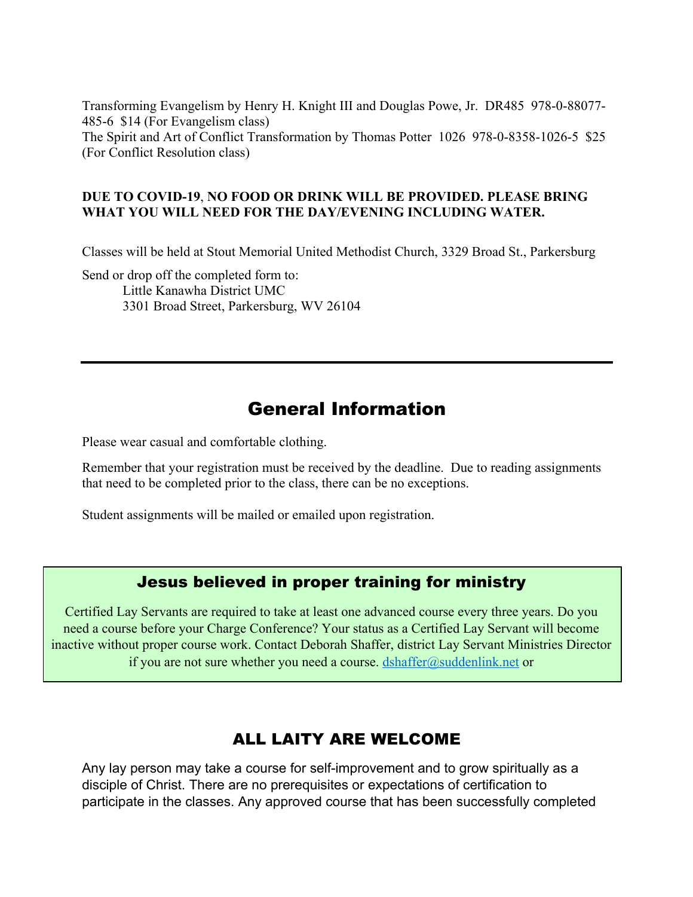Transforming Evangelism by Henry H. Knight III and Douglas Powe, Jr. DR485 978-0-88077-485-6 $14 (For Evangelism class)
The Spirit and Art of Conflict Transformation by Thomas Potter 1026 978-0-8358-1026-5 $25 (For Conflict Resolution class)

**DUE TO COVID-19, NO FOOD OR DRINK WILL BE PROVIDED. PLEASE BRING WHAT YOU WILL NEED FOR THE DAY/EVENING INCLUDING WATER.**

Classes will be held at Stout Memorial United Methodist Church, 3329 Broad St., Parkersburg

Send or drop off the completed form to:
Little Kanawha District UMC
3301 Broad Street, Parkersburg, WV 26104

---

## General Information

Please wear casual and comfortable clothing.

Remember that your registration must be received by the deadline. Due to reading assignments that need to be completed prior to the class, there can be no exceptions.

Student assignments will be mailed or emailed upon registration.

### Jesus believed in proper training for ministry

Certified Lay Servants are required to take at least one advanced course every three years. Do you need a course before your Charge Conference? Your status as a Certified Lay Servant will become inactive without proper course work. Contact Deborah Shaffer, district Lay Servant Ministries Director if you are not sure whether you need a course. dshaffer@suddenlink.net or

## ALL LAITY ARE WELCOME

Any lay person may take a course for self-improvement and to grow spiritually as a disciple of Christ. There are no prerequisites or expectations of certification to participate in the classes. Any approved course that has been successfully completed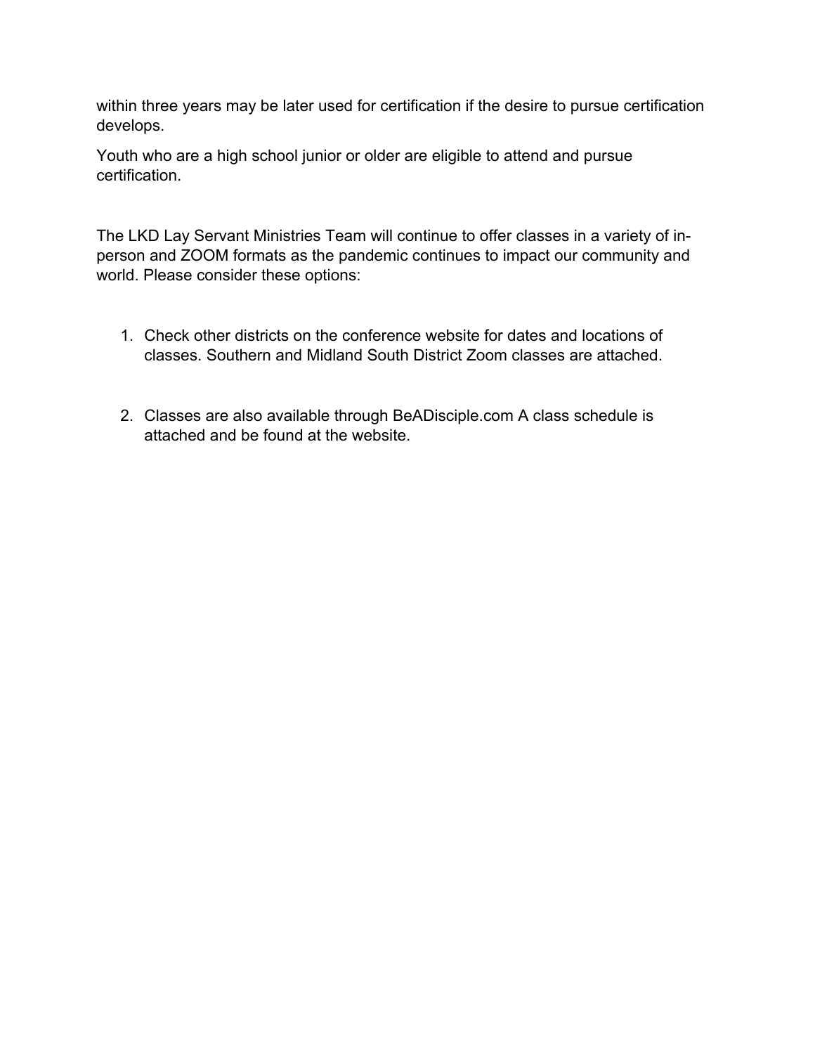within three years may be later used for certification if the desire to pursue certification develops.

Youth who are a high school junior or older are eligible to attend and pursue certification.

The LKD Lay Servant Ministries Team will continue to offer classes in a variety of in-person and ZOOM formats as the pandemic continues to impact our community and world. Please consider these options:

1. Check other districts on the conference website for dates and locations of classes. Southern and Midland South District Zoom classes are attached.

2. Classes are also available through BeADisciple.com A class schedule is attached and be found at the website.